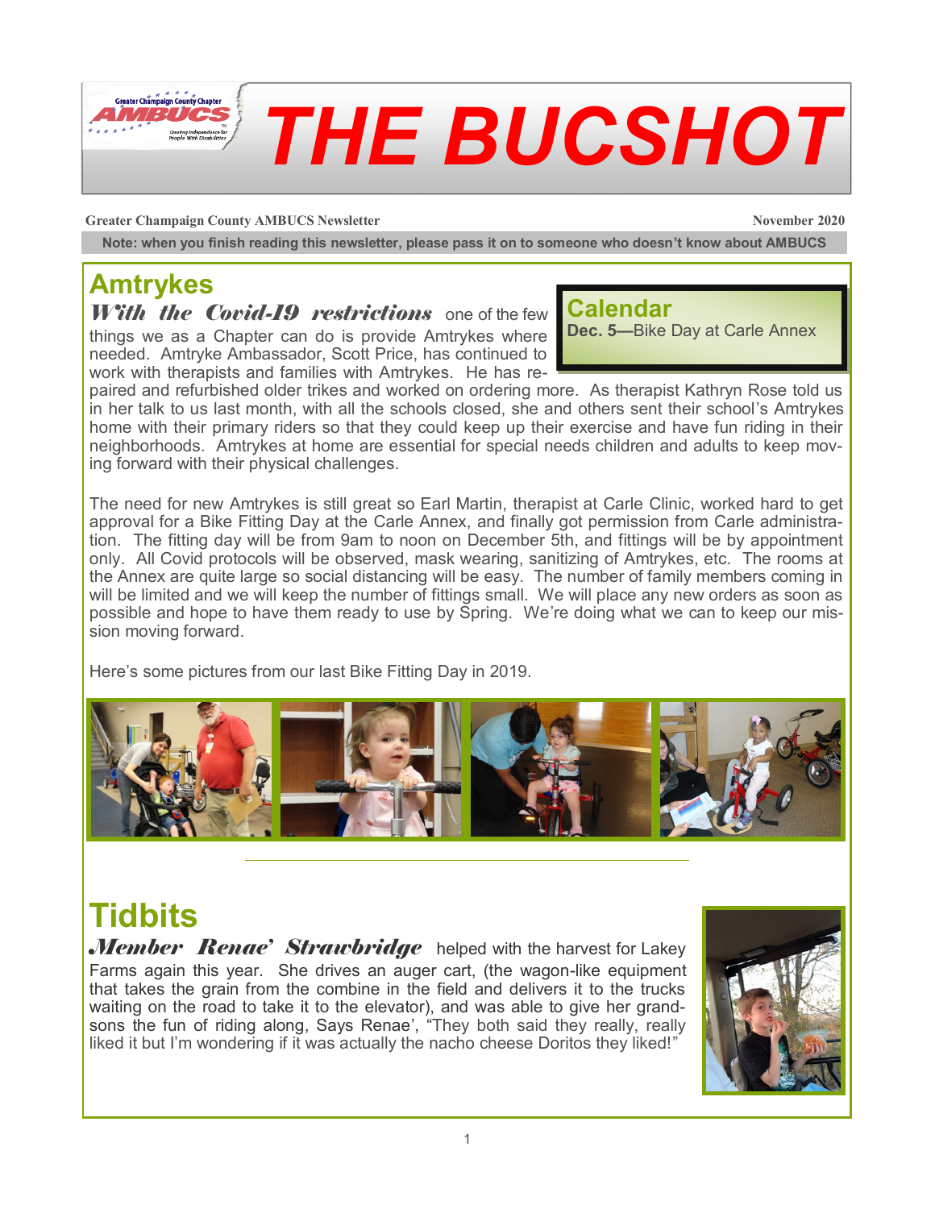# THE BUCSHOT

**Greater Champaign County AMBUCS Newsletter** **November 2020**

**Note: when you finish reading this newsletter, please pass it on to someone who doesn't know about AMBUCS**

## Amtrykes

***With the Covid-19 restrictions*** one of the few things we as a Chapter can do is provide Amtrykes where needed. Amtryke Ambassador, Scott Price, has continued to work with therapists and families with Amtrykes. He has repaired and refurbished older trikes and worked on ordering more. As therapist Kathryn Rose told us in her talk to us last month, with all the schools closed, she and others sent their school's Amtrykes home with their primary riders so that they could keep up their exercise and have fun riding in their neighborhoods. Amtrykes at home are essential for special needs children and adults to keep moving forward with their physical challenges.

The need for new Amtrykes is still great so Earl Martin, therapist at Carle Clinic, worked hard to get approval for a Bike Fitting Day at the Carle Annex, and finally got permission from Carle administration. The fitting day will be from 9am to noon on December 5th, and fittings will be by appointment only. All Covid protocols will be observed, mask wearing, sanitizing of Amtrykes, etc. The rooms at the Annex are quite large so social distancing will be easy. The number of family members coming in will be limited and we will keep the number of fittings small. We will place any new orders as soon as possible and hope to have them ready to use by Spring. We're doing what we can to keep our mission moving forward.

Here's some pictures from our last Bike Fitting Day in 2019.

### Calendar

**Dec. 5**—Bike Day at Carle Annex

---

## Tidbits

***Member Renae' Strawbridge*** helped with the harvest for Lakey Farms again this year. She drives an auger cart, (the wagon-like equipment that takes the grain from the combine in the field and delivers it to the trucks waiting on the road to take it to the elevator), and was able to give her grandsons the fun of riding along, Says Renae', "They both said they really, really liked it but I'm wondering if it was actually the nacho cheese Doritos they liked!"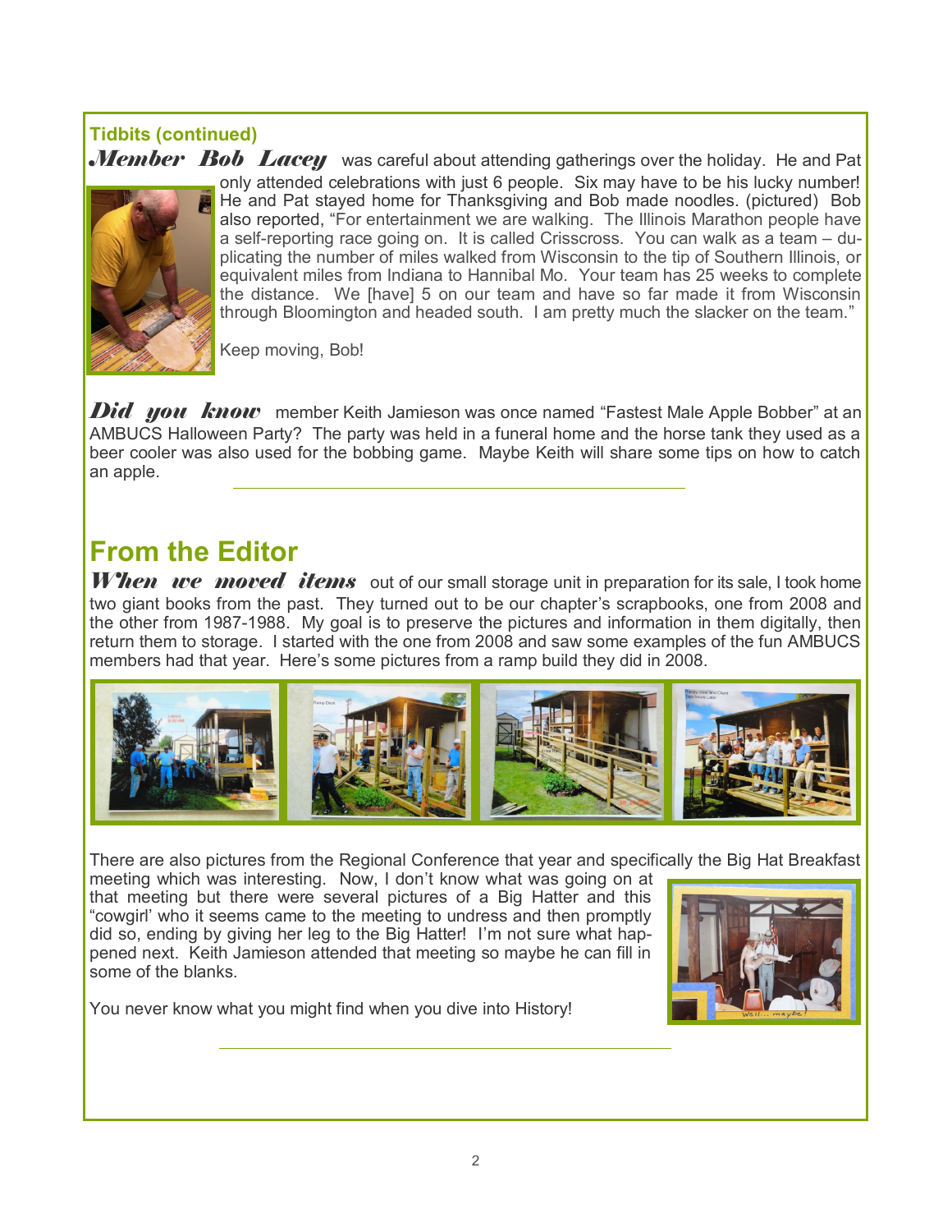### Tidbits (continued)

***Member Bob Lacey*** was careful about attending gatherings over the holiday. He and Pat only attended celebrations with just 6 people. Six may have to be his lucky number! He and Pat stayed home for Thanksgiving and Bob made noodles. (pictured) Bob also reported, "For entertainment we are walking. The Illinois Marathon people have a self-reporting race going on. It is called Crisscross. You can walk as a team – duplicating the number of miles walked from Wisconsin to the tip of Southern Illinois, or equivalent miles from Indiana to Hannibal Mo. Your team has 25 weeks to complete the distance. We [have] 5 on our team and have so far made it from Wisconsin through Bloomington and headed south. I am pretty much the slacker on the team."

Keep moving, Bob!

***Did you know*** member Keith Jamieson was once named "Fastest Male Apple Bobber" at an AMBUCS Halloween Party? The party was held in a funeral home and the horse tank they used as a beer cooler was also used for the bobbing game. Maybe Keith will share some tips on how to catch an apple.

---

## From the Editor

***When we moved items*** out of our small storage unit in preparation for its sale, I took home two giant books from the past. They turned out to be our chapter's scrapbooks, one from 2008 and the other from 1987-1988. My goal is to preserve the pictures and information in them digitally, then return them to storage. I started with the one from 2008 and saw some examples of the fun AMBUCS members had that year. Here's some pictures from a ramp build they did in 2008.

There are also pictures from the Regional Conference that year and specifically the Big Hat Breakfast meeting which was interesting. Now, I don't know what was going on at that meeting but there were several pictures of a Big Hatter and this "cowgirl" who it seems came to the meeting to undress and then promptly did so, ending by giving her leg to the Big Hatter! I'm not sure what happened next. Keith Jamieson attended that meeting so maybe he can fill in some of the blanks.

You never know what you might find when you dive into History!

---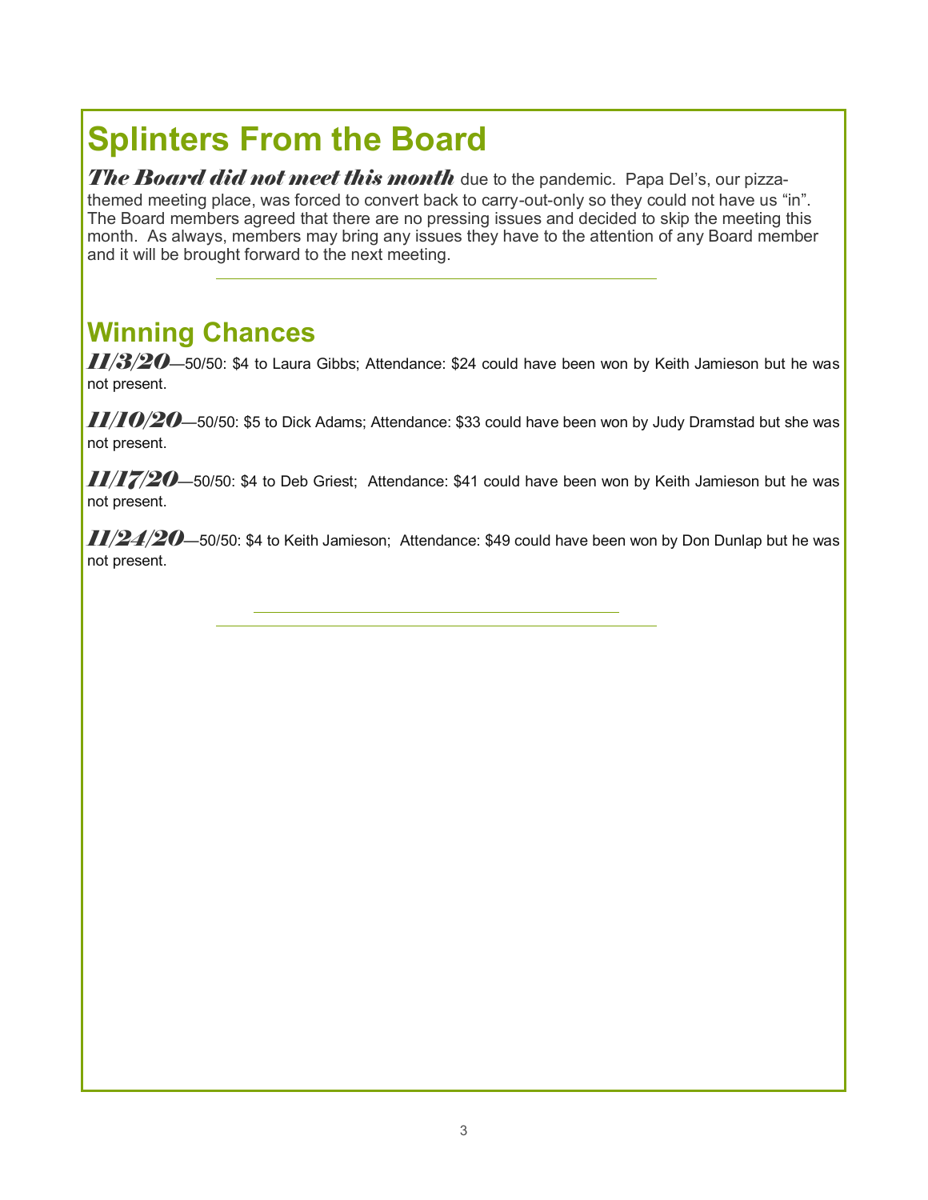## Splinters From the Board

***The Board did not meet this month*** due to the pandemic. Papa Del's, our pizza-themed meeting place, was forced to convert back to carry-out-only so they could not have us "in". The Board members agreed that there are no pressing issues and decided to skip the meeting this month. As always, members may bring any issues they have to the attention of any Board member and it will be brought forward to the next meeting.

---

## Winning Chances

***11/3/20***—50/50: $4 to Laura Gibbs; Attendance: $24 could have been won by Keith Jamieson but he was not present.

***11/10/20***—50/50: $5 to Dick Adams; Attendance: $33 could have been won by Judy Dramstad but she was not present.

***11/17/20***—50/50: $4 to Deb Griest; Attendance: $41 could have been won by Keith Jamieson but he was not present.

***11/24/20***—50/50: $4 to Keith Jamieson; Attendance: $49 could have been won by Don Dunlap but he was not present.

---